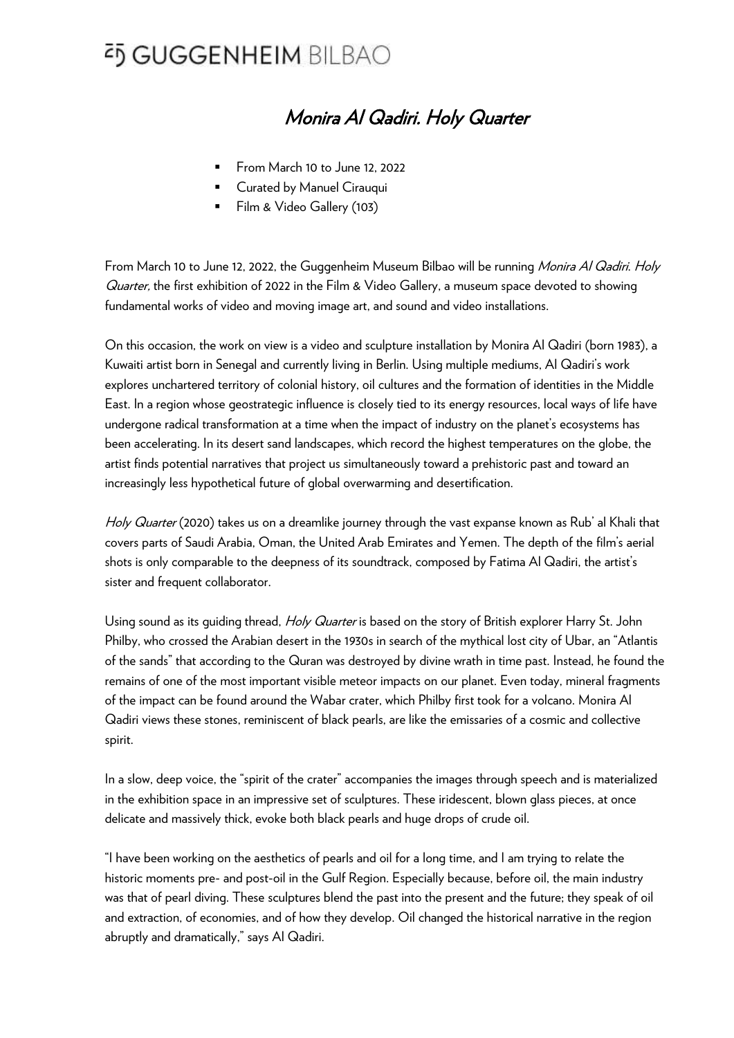# Monira Al Qadiri. Holy Quarter

- From March 10 to June 12, 2022
- Curated by Manuel Cirauqui
- Film & Video Gallery (103)

From March 10 to June 12, 2022, the Guggenheim Museum Bilbao will be running *Monira Al Qadiri. Holy Quarter,* the first exhibition of 2022 in the Film & Video Gallery, a museum space devoted to showing fundamental works of video and moving image art, and sound and video installations.

On this occasion, the work on view is a video and sculpture installation by Monira Al Qadiri (born 1983), a Kuwaiti artist born in Senegal and currently living in Berlin. Using multiple mediums, Al Qadiri's work explores unchartered territory of colonial history, oil cultures and the formation of identities in the Middle East. In a region whose geostrategic influence is closely tied to its energy resources, local ways of life have undergone radical transformation at a time when the impact of industry on the planet's ecosystems has been accelerating. In its desert sand landscapes, which record the highest temperatures on the globe, the artist finds potential narratives that project us simultaneously toward a prehistoric past and toward an increasingly less hypothetical future of global overwarming and desertification.

*Holy Quarter* (2020) takes us on a dreamlike journey through the vast expanse known as Rub' al Khali that covers parts of Saudi Arabia, Oman, the United Arab Emirates and Yemen. The depth of the film's aerial shots is only comparable to the deepness of its soundtrack, composed by Fatima Al Qadiri, the artist's sister and frequent collaborator.

Using sound as its guiding thread, *Holy Quarter* is based on the story of British explorer Harry St. John Philby, who crossed the Arabian desert in the 1930s in search of the mythical lost city of Ubar, an "Atlantis of the sands" that according to the Quran was destroyed by divine wrath in time past. Instead, he found the remains of one of the most important visible meteor impacts on our planet. Even today, mineral fragments of the impact can be found around the Wabar crater, which Philby first took for a volcano. Monira Al Qadiri views these stones, reminiscent of black pearls, are like the emissaries of a cosmic and collective spirit.

In a slow, deep voice, the "spirit of the crater" accompanies the images through speech and is materialized in the exhibition space in an impressive set of sculptures. These iridescent, blown glass pieces, at once delicate and massively thick, evoke both black pearls and huge drops of crude oil.

"I have been working on the aesthetics of pearls and oil for a long time, and I am trying to relate the historic moments pre- and post-oil in the Gulf Region. Especially because, before oil, the main industry was that of pearl diving. These sculptures blend the past into the present and the future; they speak of oil and extraction, of economies, and of how they develop. Oil changed the historical narrative in the region abruptly and dramatically," says Al Qadiri.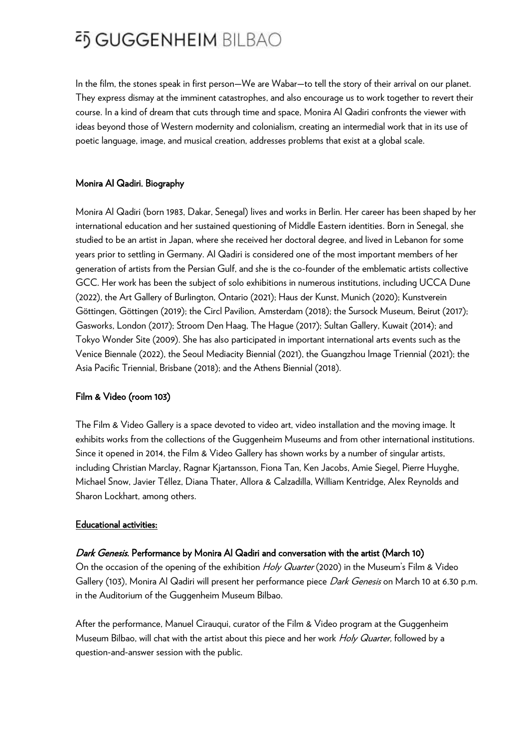In the film, the stones speak in first person—We are Wabar—to tell the story of their arrival on our planet. They express dismay at the imminent catastrophes, and also encourage us to work together to revert their course. In a kind of dream that cuts through time and space, Monira Al Qadiri confronts the viewer with ideas beyond those of Western modernity and colonialism, creating an intermedial work that in its use of poetic language, image, and musical creation, addresses problems that exist at a global scale.

**Monira Al Qadiri. Biography**

Monira Al Qadiri (born 1983, Dakar, Senegal) lives and works in Berlin. Her career has been shaped by her international education and her sustained questioning of Middle Eastern identities. Born in Senegal, she studied to be an artist in Japan, where she received her doctoral degree, and lived in Lebanon for some years prior to settling in Germany. Al Qadiri is considered one of the most important members of her generation of artists from the Persian Gulf, and she is the co-founder of the emblematic artists collective GCC. Her work has been the subject of solo exhibitions in numerous institutions, including UCCA Dune (2022), the Art Gallery of Burlington, Ontario (2021); Haus der Kunst, Munich (2020); Kunstverein Göttingen, Göttingen (2019); the Circl Pavilion, Amsterdam (2018); the Sursock Museum, Beirut (2017); Gasworks, London (2017); Stroom Den Haag, The Hague (2017); Sultan Gallery, Kuwait (2014); and Tokyo Wonder Site (2009). She has also participated in important international arts events such as the Venice Biennale (2022), the Seoul Mediacity Biennial (2021), the Guangzhou Image Triennial (2021); the Asia Pacific Triennial, Brisbane (2018); and the Athens Biennial (2018).

**Film & Video (room 103)**

The Film & Video Gallery is a space devoted to video art, video installation and the moving image. It exhibits works from the collections of the Guggenheim Museums and from other international institutions. Since it opened in 2014, the Film & Video Gallery has shown works by a number of singular artists, including Christian Marclay, Ragnar Kjartansson, Fiona Tan, Ken Jacobs, Amie Siegel, Pierre Huyghe, Michael Snow, Javier Téllez, Diana Thater, Allora & Calzadilla, William Kentridge, Alex Reynolds and Sharon Lockhart, among others.

**Educational activities:**

***Dark Genesis*. Performance by Monira Al Qadiri and conversation with the artist (March 10)**

On the occasion of the opening of the exhibition *Holy Quarter* (2020) in the Museum's Film & Video Gallery (103), Monira Al Qadiri will present her performance piece *Dark Genesis* on March 10 at 6.30 p.m. in the Auditorium of the Guggenheim Museum Bilbao.

After the performance, Manuel Cirauqui, curator of the Film & Video program at the Guggenheim Museum Bilbao, will chat with the artist about this piece and her work *Holy Quarter*, followed by a question-and-answer session with the public.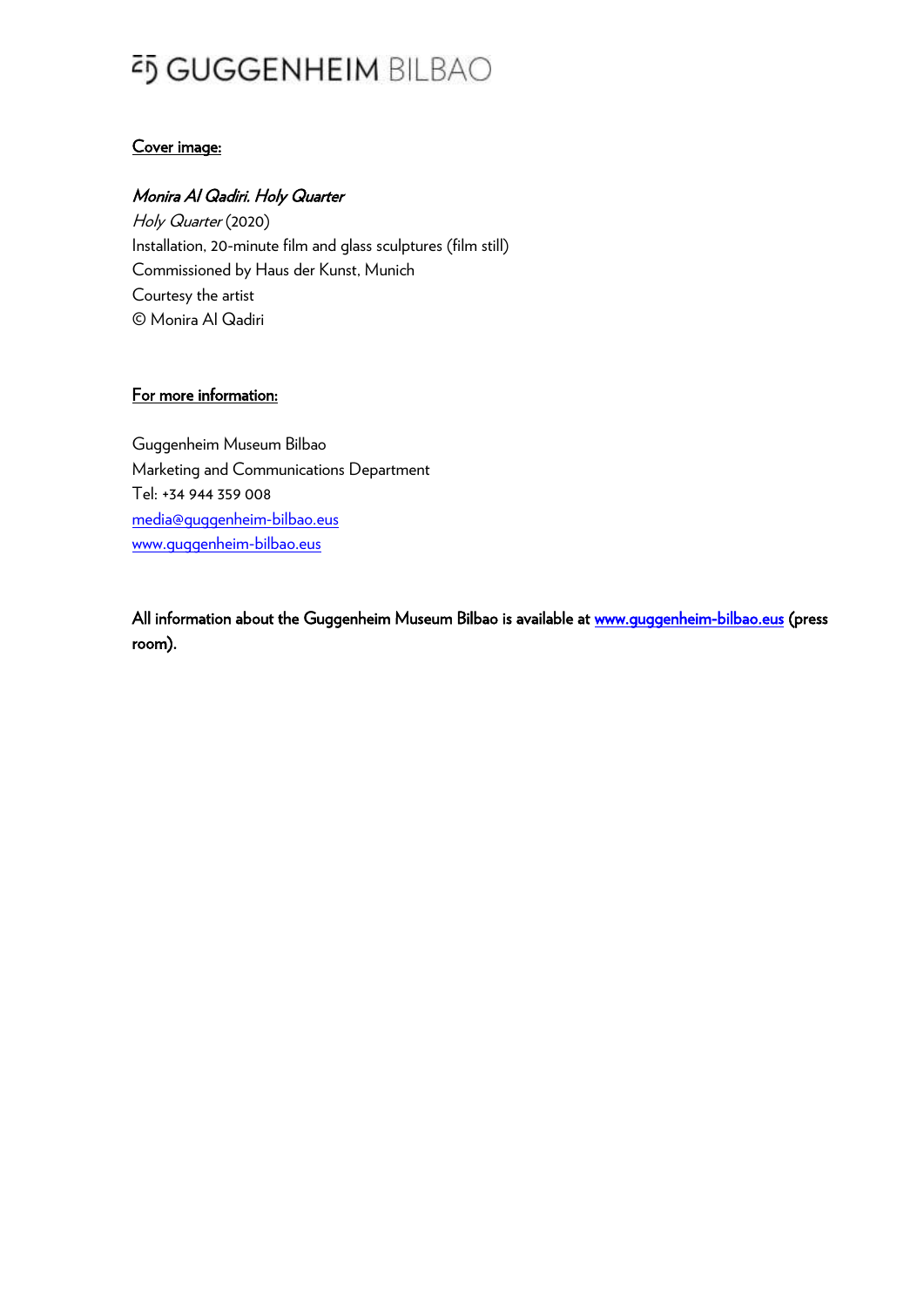**Cover image:**

***Monira Al Qadiri. Holy Quarter***

*Holy Quarter* (2020)

Installation, 20-minute film and glass sculptures (film still)

Commissioned by Haus der Kunst, Munich

Courtesy the artist

© Monira Al Qadiri

**For more information:**

Guggenheim Museum Bilbao

Marketing and Communications Department

Tel: +34 944 359 008

media@guggenheim-bilbao.eus

www.guggenheim-bilbao.eus

**All information about the Guggenheim Museum Bilbao is available at www.guggenheim-bilbao.eus (press room).**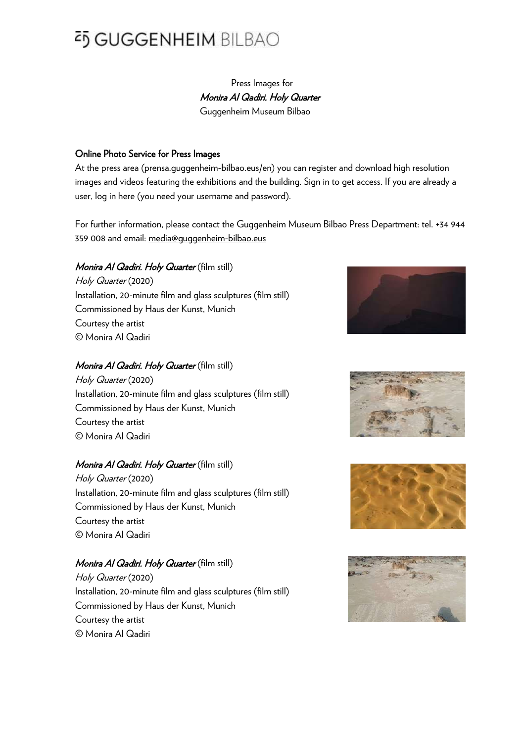Press Images for

***Monira Al Qadiri. Holy Quarter***

Guggenheim Museum Bilbao

**Online Photo Service for Press Images**

At the press area (prensa.guggenheim-bilbao.eus/en) you can register and download high resolution images and videos featuring the exhibitions and the building. Sign in to get access. If you are already a user, log in here (you need your username and password).

For further information, please contact the Guggenheim Museum Bilbao Press Department: tel. +34 944 359 008 and email: media@guggenheim-bilbao.eus

***Monira Al Qadiri. Holy Quarter*** (film still)
*Holy Quarter* (2020)
Installation, 20-minute film and glass sculptures (film still)
Commissioned by Haus der Kunst, Munich
Courtesy the artist
© Monira Al Qadiri

***Monira Al Qadiri. Holy Quarter*** (film still)
*Holy Quarter* (2020)
Installation, 20-minute film and glass sculptures (film still)
Commissioned by Haus der Kunst, Munich
Courtesy the artist
© Monira Al Qadiri

***Monira Al Qadiri. Holy Quarter*** (film still)
*Holy Quarter* (2020)
Installation, 20-minute film and glass sculptures (film still)
Commissioned by Haus der Kunst, Munich
Courtesy the artist
© Monira Al Qadiri

***Monira Al Qadiri. Holy Quarter*** (film still)
*Holy Quarter* (2020)
Installation, 20-minute film and glass sculptures (film still)
Commissioned by Haus der Kunst, Munich
Courtesy the artist
© Monira Al Qadiri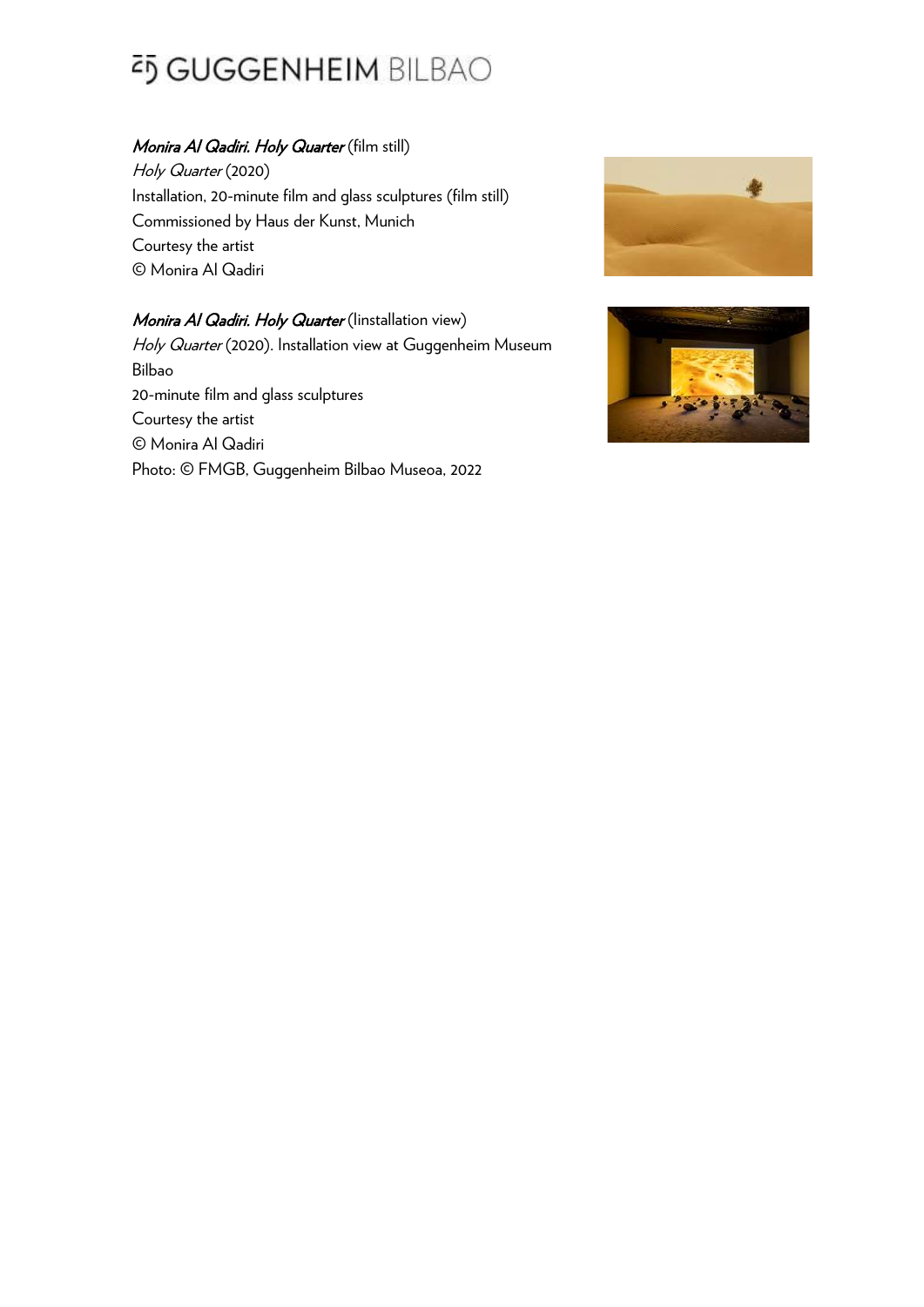*Monira Al Qadiri. Holy Quarter* (film still)
*Holy Quarter* (2020)
Installation, 20-minute film and glass sculptures (film still)
Commissioned by Haus der Kunst, Munich
Courtesy the artist
© Monira Al Qadiri

*Monira Al Qadiri. Holy Quarter* (linstallation view)
*Holy Quarter* (2020). Installation view at Guggenheim Museum Bilbao
20-minute film and glass sculptures
Courtesy the artist
© Monira Al Qadiri
Photo: © FMGB, Guggenheim Bilbao Museoa, 2022